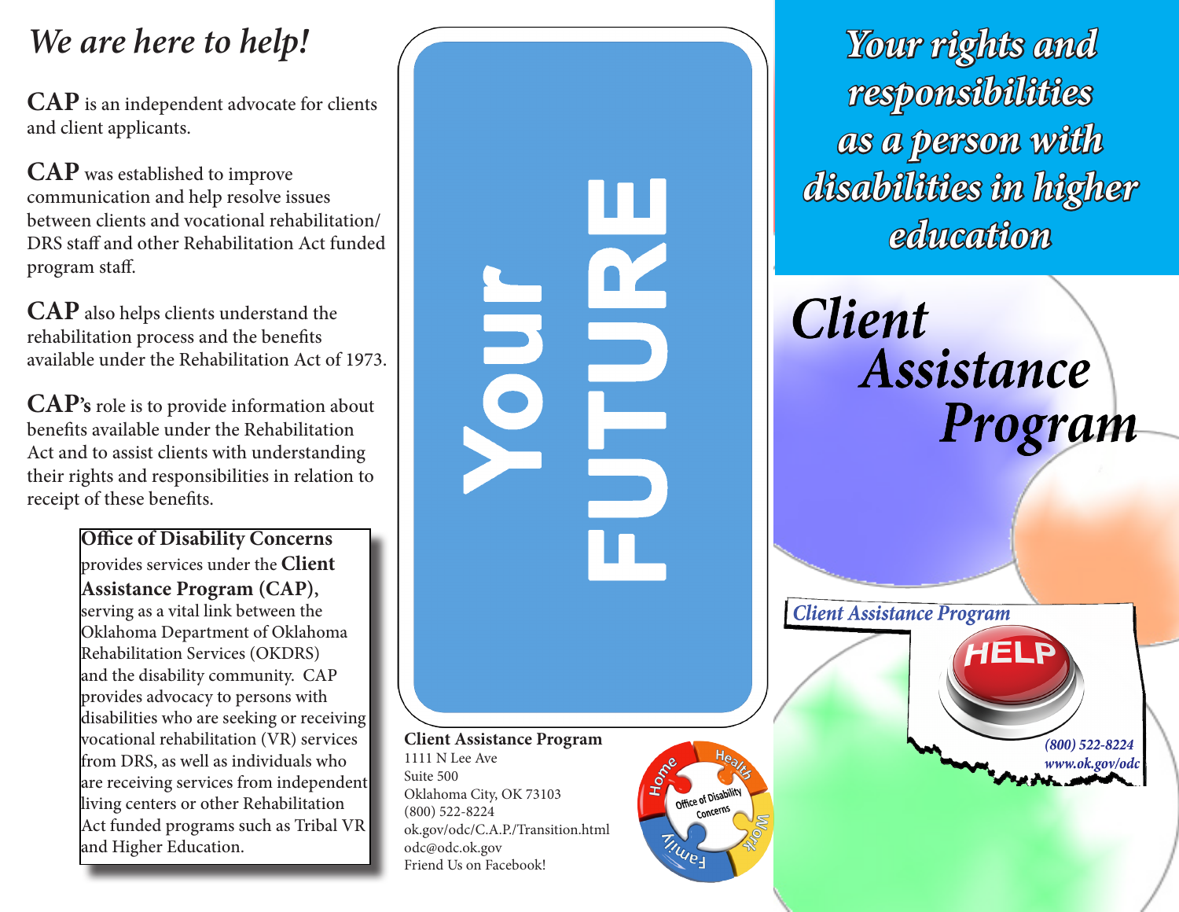# We are here to help!

**CAP** is an independent advocate for clients and client applicants.

**CAP** was established to improve communication and help resolve issues between clients and vocational rehabilitation/ DRS staff and other Rehabilitation Act funded program staff.

**CAP** also helps clients understand the rehabilitation process and the benefits available under the Rehabilitation Act of 1973.

**CAP's** role is to provide information about benefits available under the Rehabilitation Act and to assist clients with understanding their rights and responsibilities in relation to receipt of these benefits.

**Office of Disability Concerns** provides services under the **Client Assistance Program (CAP),** serving as a vital link between the Oklahoma Department of Oklahoma Rehabilitation Services (OKDRS) and the disability community. CAP provides advocacy to persons with disabilities who are seeking or receiving vocational rehabilitation (VR) services from DRS, as well as individuals who are receiving services from independent living centers or other Rehabilitation Act funded programs such as Tribal VR and Higher Education.

**Your FUTURE**

**Client Assistance Program**
1111 N Lee Ave
Suite 500
Oklahoma City, OK 73103
(800) 522-8224
ok.gov/odc/C.A.P./Transition.html
odc@odc.ok.gov
Friend Us on Facebook!

Home Health Work Family
Office of Disability Concerns

# *Your rights and responsibilities as a person with disabilities in higher education*

# *Client Assistance Program*

*Client Assistance Program*

HELP

*(800) 522-8224*
*www.ok.gov/odc*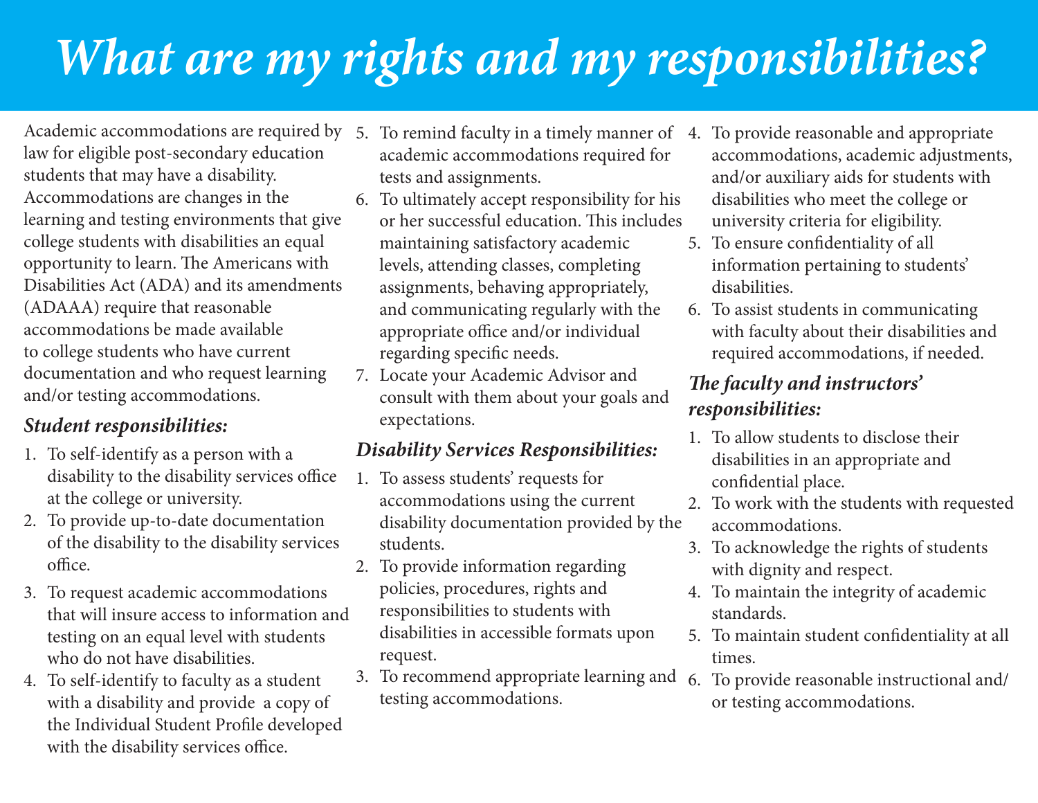# What are my rights and my responsibilities?

Academic accommodations are required by law for eligible post-secondary education students that may have a disability. Accommodations are changes in the learning and testing environments that give college students with disabilities an equal opportunity to learn. The Americans with Disabilities Act (ADA) and its amendments (ADAAA) require that reasonable accommodations be made available to college students who have current documentation and who request learning and/or testing accommodations.

### *Student responsibilities:*

1. To self-identify as a person with a disability to the disability services office at the college or university.
2. To provide up-to-date documentation of the disability to the disability services office.
3. To request academic accommodations that will insure access to information and testing on an equal level with students who do not have disabilities.
4. To self-identify to faculty as a student with a disability and provide a copy of the Individual Student Profile developed with the disability services office.
5. To remind faculty in a timely manner of academic accommodations required for tests and assignments.
6. To ultimately accept responsibility for his or her successful education. This includes maintaining satisfactory academic levels, attending classes, completing assignments, behaving appropriately, and communicating regularly with the appropriate office and/or individual regarding specific needs.
7. Locate your Academic Advisor and consult with them about your goals and expectations.

### *Disability Services Responsibilities:*

1. To assess students' requests for accommodations using the current disability documentation provided by the students.
2. To provide information regarding policies, procedures, rights and responsibilities to students with disabilities in accessible formats upon request.
3. To recommend appropriate learning and testing accommodations.
4. To provide reasonable and appropriate accommodations, academic adjustments, and/or auxiliary aids for students with disabilities who meet the college or university criteria for eligibility.
5. To ensure confidentiality of all information pertaining to students' disabilities.
6. To assist students in communicating with faculty about their disabilities and required accommodations, if needed.

### *The faculty and instructors' responsibilities:*

1. To allow students to disclose their disabilities in an appropriate and confidential place.
2. To work with the students with requested accommodations.
3. To acknowledge the rights of students with dignity and respect.
4. To maintain the integrity of academic standards.
5. To maintain student confidentiality at all times.
6. To provide reasonable instructional and/or testing accommodations.